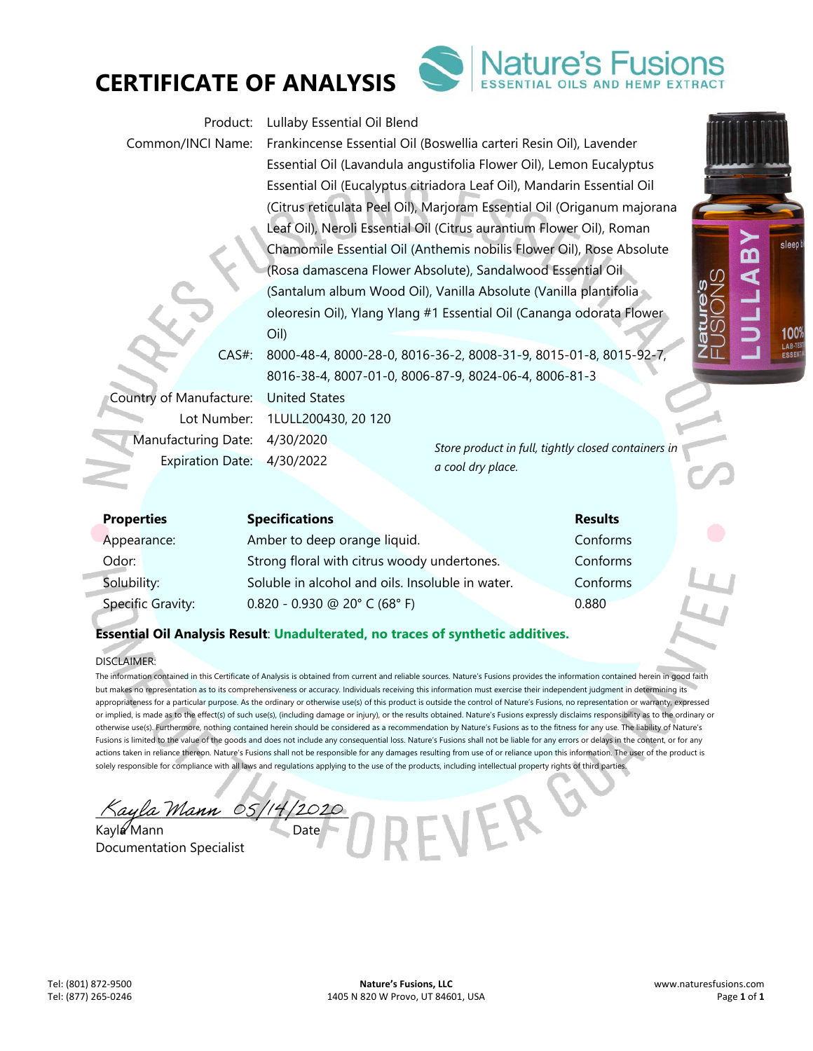# CERTIFICATE OF ANALYSIS

Nature's Fusions
ESSENTIAL OILS AND HEMP EXTRACT

Product: Lullaby Essential Oil Blend

Common/INCI Name: Frankincense Essential Oil (Boswellia carteri Resin Oil), Lavender Essential Oil (Lavandula angustifolia Flower Oil), Lemon Eucalyptus Essential Oil (Eucalyptus citriadora Leaf Oil), Mandarin Essential Oil (Citrus reticulata Peel Oil), Marjoram Essential Oil (Origanum majorana Leaf Oil), Neroli Essential Oil (Citrus aurantium Flower Oil), Roman Chamomile Essential Oil (Anthemis nobilis Flower Oil), Rose Absolute (Rosa damascena Flower Absolute), Sandalwood Essential Oil (Santalum album Wood Oil), Vanilla Absolute (Vanilla plantifolia oleoresin Oil), Ylang Ylang #1 Essential Oil (Cananga odorata Flower Oil)

CAS#: 8000-48-4, 8000-28-0, 8016-36-2, 8008-31-9, 8015-01-8, 8015-92-7, 8016-38-4, 8007-01-0, 8006-87-9, 8024-06-4, 8006-81-3

Country of Manufacture: United States

Lot Number: 1LULL200430, 20 120

Manufacturing Date: 4/30/2020

Expiration Date: 4/30/2022

*Store product in full, tightly closed containers in a cool dry place.*

| Properties | Specifications | Results |
|---|---|---|
| Appearance: | Amber to deep orange liquid. | Conforms |
| Odor: | Strong floral with citrus woody undertones. | Conforms |
| Solubility: | Soluble in alcohol and oils. Insoluble in water. | Conforms |
| Specific Gravity: | 0.820 - 0.930 @ 20° C (68° F) | 0.880 |

**Essential Oil Analysis Result**: **Unadulterated, no traces of synthetic additives.**

DISCLAIMER:

The information contained in this Certificate of Analysis is obtained from current and reliable sources. Nature's Fusions provides the information contained herein in good faith but makes no representation as to its comprehensiveness or accuracy. Individuals receiving this information must exercise their independent judgment in determining its appropriateness for a particular purpose. As the ordinary or otherwise use(s) of this product is outside the control of Nature's Fusions, no representation or warranty, expressed or implied, is made as to the effect(s) of such use(s), (including damage or injury), or the results obtained. Nature's Fusions expressly disclaims responsibility as to the ordinary or otherwise use(s). Furthermore, nothing contained herein should be considered as a recommendation by Nature's Fusions as to the fitness for any use. The liability of Nature's Fusions is limited to the value of the goods and does not include any consequential loss. Nature's Fusions shall not be liable for any errors or delays in the content, or for any actions taken in reliance thereon. Nature's Fusions shall not be responsible for any damages resulting from use of or reliance upon this information. The user of the product is solely responsible for compliance with all laws and regulations applying to the use of the products, including intellectual property rights of third parties.

Kayla Mann 05/14/2020

Kayla Mann — Date

Documentation Specialist

Tel: (801) 872-9500
Tel: (877) 265-0246

**Nature's Fusions, LLC**
1405 N 820 W Provo, UT 84601, USA

www.naturesfusions.com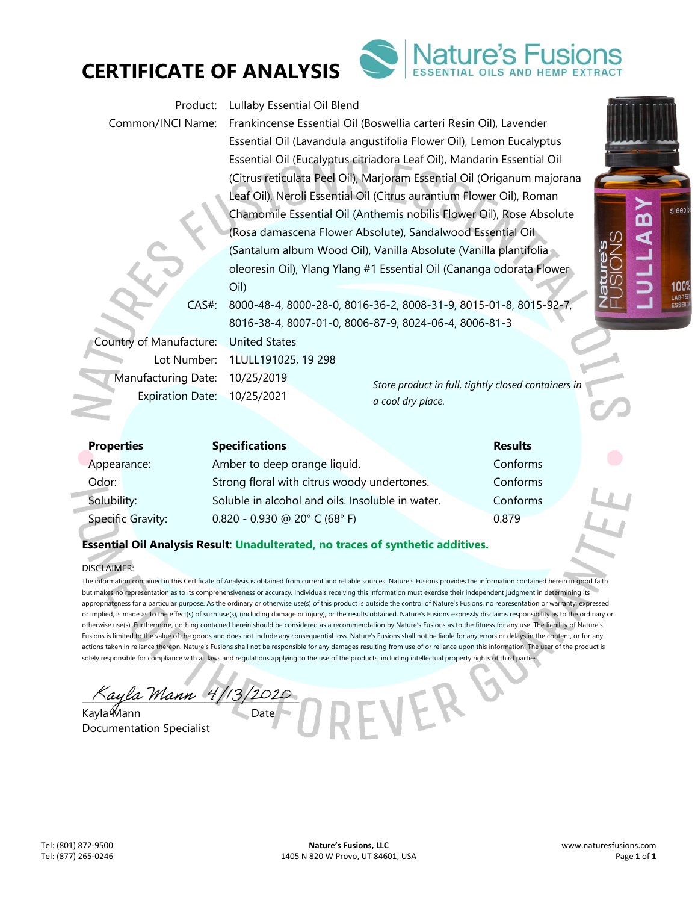# CERTIFICATE OF ANALYSIS

Nature's Fusions
ESSENTIAL OILS AND HEMP EXTRACT

| | |
|---|---|
| Product: | Lullaby Essential Oil Blend |
| Common/INCI Name: | Frankincense Essential Oil (Boswellia carteri Resin Oil), Lavender Essential Oil (Lavandula angustifolia Flower Oil), Lemon Eucalyptus Essential Oil (Eucalyptus citriadora Leaf Oil), Mandarin Essential Oil (Citrus reticulata Peel Oil), Marjoram Essential Oil (Origanum majorana Leaf Oil), Neroli Essential Oil (Citrus aurantium Flower Oil), Roman Chamomile Essential Oil (Anthemis nobilis Flower Oil), Rose Absolute (Rosa damascena Flower Absolute), Sandalwood Essential Oil (Santalum album Wood Oil), Vanilla Absolute (Vanilla plantifolia oleoresin Oil), Ylang Ylang #1 Essential Oil (Cananga odorata Flower Oil) |
| CAS#: | 8000-48-4, 8000-28-0, 8016-36-2, 8008-31-9, 8015-01-8, 8015-92-7, 8016-38-4, 8007-01-0, 8006-87-9, 8024-06-4, 8006-81-3 |
| Country of Manufacture: | United States |
| Lot Number: | 1LULL191025, 19 298 |
| Manufacturing Date: | 10/25/2019 |
| Expiration Date: | 10/25/2021 |

*Store product in full, tightly closed containers in a cool dry place.*

| Properties | Specifications | Results |
|---|---|---|
| Appearance: | Amber to deep orange liquid. | Conforms |
| Odor: | Strong floral with citrus woody undertones. | Conforms |
| Solubility: | Soluble in alcohol and oils. Insoluble in water. | Conforms |
| Specific Gravity: | 0.820 - 0.930 @ 20° C (68° F) | 0.879 |

**Essential Oil Analysis Result**: **Unadulterated, no traces of synthetic additives.**

DISCLAIMER:

The information contained in this Certificate of Analysis is obtained from current and reliable sources. Nature's Fusions provides the information contained herein in good faith but makes no representation as to its comprehensiveness or accuracy. Individuals receiving this information must exercise their independent judgment in determining its appropriateness for a particular purpose. As the ordinary or otherwise use(s) of this product is outside the control of Nature's Fusions, no representation or warranty, expressed or implied, is made as to the effect(s) of such use(s), (including damage or injury), or the results obtained. Nature's Fusions expressly disclaims responsibility as to the ordinary or otherwise use(s). Furthermore, nothing contained herein should be considered as a recommendation by Nature's Fusions as to the fitness for any use. The liability of Nature's Fusions is limited to the value of the goods and does not include any consequential loss. Nature's Fusions shall not be liable for any errors or delays in the content, or for any actions taken in reliance thereon. Nature's Fusions shall not be responsible for any damages resulting from use of or reliance upon this information. The user of the product is solely responsible for compliance with all laws and regulations applying to the use of the products, including intellectual property rights of third parties.

*Kayla Mann 4/13/2020*

Kayla Mann — Date
Documentation Specialist

Tel: (801) 872-9500
Tel: (877) 265-0246

**Nature's Fusions, LLC**
1405 N 820 W Provo, UT 84601, USA

www.naturesfusions.com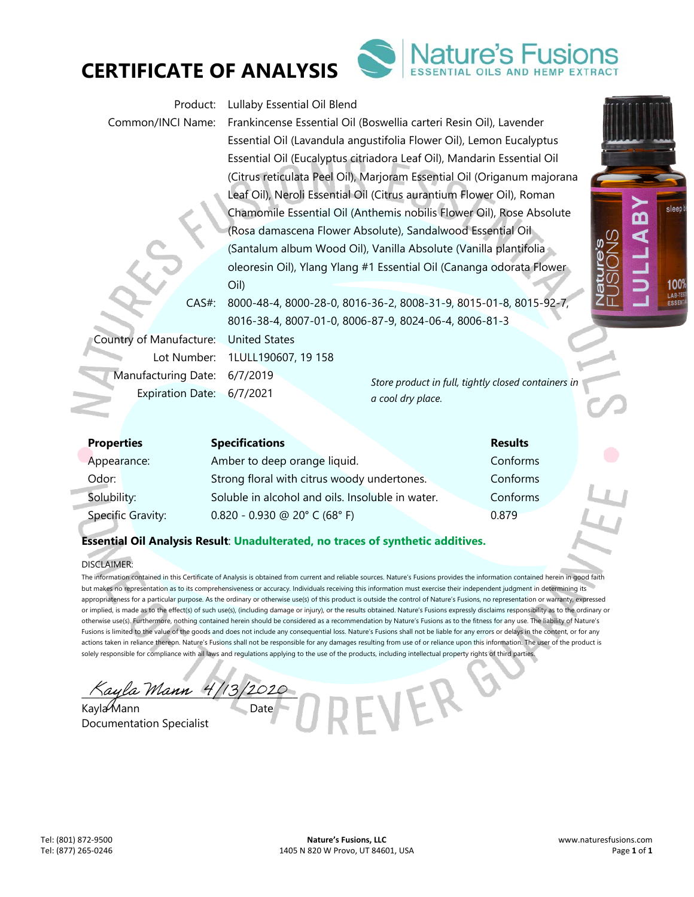# CERTIFICATE OF ANALYSIS

Nature's Fusions
ESSENTIAL OILS AND HEMP EXTRACT

| | |
|---|---|
| Product: | Lullaby Essential Oil Blend |
| Common/INCI Name: | Frankincense Essential Oil (Boswellia carteri Resin Oil), Lavender Essential Oil (Lavandula angustifolia Flower Oil), Lemon Eucalyptus Essential Oil (Eucalyptus citriadora Leaf Oil), Mandarin Essential Oil (Citrus reticulata Peel Oil), Marjoram Essential Oil (Origanum majorana Leaf Oil), Neroli Essential Oil (Citrus aurantium Flower Oil), Roman Chamomile Essential Oil (Anthemis nobilis Flower Oil), Rose Absolute (Rosa damascena Flower Absolute), Sandalwood Essential Oil (Santalum album Wood Oil), Vanilla Absolute (Vanilla plantifolia oleoresin Oil), Ylang Ylang #1 Essential Oil (Cananga odorata Flower Oil) |
| CAS#: | 8000-48-4, 8000-28-0, 8016-36-2, 8008-31-9, 8015-01-8, 8015-92-7, 8016-38-4, 8007-01-0, 8006-87-9, 8024-06-4, 8006-81-3 |
| Country of Manufacture: | United States |
| Lot Number: | 1LULL190607, 19 158 |
| Manufacturing Date: | 6/7/2019 |
| Expiration Date: | 6/7/2021 |

*Store product in full, tightly closed containers in a cool dry place.*

| Properties | Specifications | Results |
|---|---|---|
| Appearance: | Amber to deep orange liquid. | Conforms |
| Odor: | Strong floral with citrus woody undertones. | Conforms |
| Solubility: | Soluble in alcohol and oils. Insoluble in water. | Conforms |
| Specific Gravity: | 0.820 - 0.930 @ 20° C (68° F) | 0.879 |

**Essential Oil Analysis Result**: **Unadulterated, no traces of synthetic additives.**

DISCLAIMER:

The information contained in this Certificate of Analysis is obtained from current and reliable sources. Nature's Fusions provides the information contained herein in good faith but makes no representation as to its comprehensiveness or accuracy. Individuals receiving this information must exercise their independent judgment in determining its appropriateness for a particular purpose. As the ordinary or otherwise use(s) of this product is outside the control of Nature's Fusions, no representation or warranty, expressed or implied, is made as to the effect(s) of such use(s), (including damage or injury), or the results obtained. Nature's Fusions expressly disclaims responsibility as to the ordinary or otherwise use(s). Furthermore, nothing contained herein should be considered as a recommendation by Nature's Fusions as to the fitness for any use. The liability of Nature's Fusions is limited to the value of the goods and does not include any consequential loss. Nature's Fusions shall not be liable for any errors or delays in the content, or for any actions taken in reliance thereon. Nature's Fusions shall not be responsible for any damages resulting from use of or reliance upon this information. The user of the product is solely responsible for compliance with all laws and regulations applying to the use of the products, including intellectual property rights of third parties.

Kayla Mann 4/13/2020

Kayla Mann — Date

Documentation Specialist

Tel: (801) 872-9500
Tel: (877) 265-0246

**Nature's Fusions, LLC**
1405 N 820 W Provo, UT 84601, USA

www.naturesfusions.com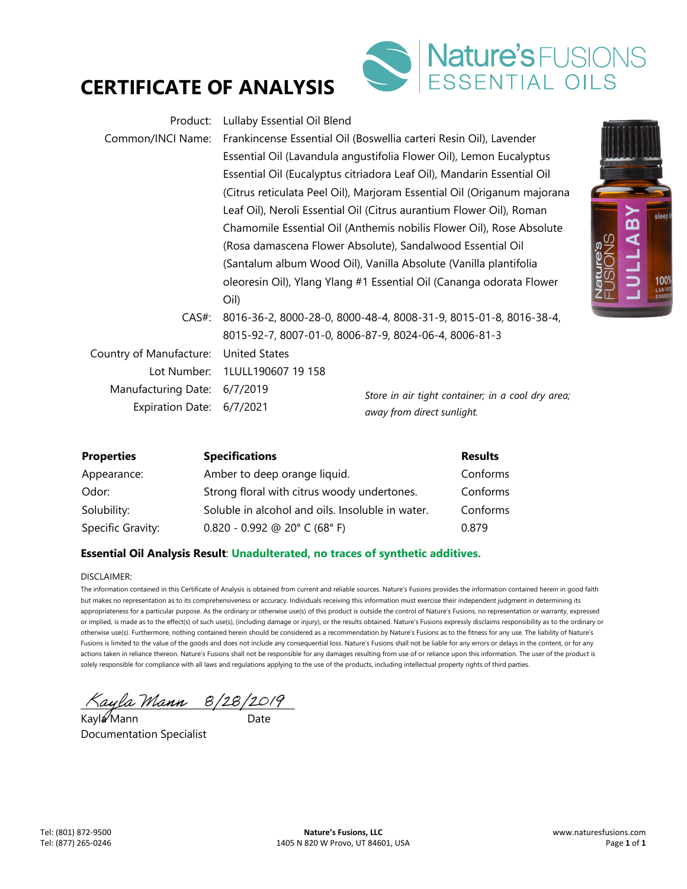# CERTIFICATE OF ANALYSIS

Nature's FUSIONS ESSENTIAL OILS

| | |
|---|---|
| Product: | Lullaby Essential Oil Blend |
| Common/INCI Name: | Frankincense Essential Oil (Boswellia carteri Resin Oil), Lavender Essential Oil (Lavandula angustifolia Flower Oil), Lemon Eucalyptus Essential Oil (Eucalyptus citriadora Leaf Oil), Mandarin Essential Oil (Citrus reticulata Peel Oil), Marjoram Essential Oil (Origanum majorana Leaf Oil), Neroli Essential Oil (Citrus aurantium Flower Oil), Roman Chamomile Essential Oil (Anthemis nobilis Flower Oil), Rose Absolute (Rosa damascena Flower Absolute), Sandalwood Essential Oil (Santalum album Wood Oil), Vanilla Absolute (Vanilla plantifolia oleoresin Oil), Ylang Ylang #1 Essential Oil (Cananga odorata Flower Oil) |
| CAS#: | 8016-36-2, 8000-28-0, 8000-48-4, 8008-31-9, 8015-01-8, 8016-38-4, 8015-92-7, 8007-01-0, 8006-87-9, 8024-06-4, 8006-81-3 |
| Country of Manufacture: | United States |
| Lot Number: | 1LULL190607 19 158 |
| Manufacturing Date: | 6/7/2019 |
| Expiration Date: | 6/7/2021 |

*Store in air tight container; in a cool dry area; away from direct sunlight.*

| Properties | Specifications | Results |
|---|---|---|
| Appearance: | Amber to deep orange liquid. | Conforms |
| Odor: | Strong floral with citrus woody undertones. | Conforms |
| Solubility: | Soluble in alcohol and oils. Insoluble in water. | Conforms |
| Specific Gravity: | 0.820 - 0.992 @ 20° C (68° F) | 0.879 |

**Essential Oil Analysis Result**: **Unadulterated, no traces of synthetic additives.**

DISCLAIMER:

The information contained in this Certificate of Analysis is obtained from current and reliable sources. Nature's Fusions provides the information contained herein in good faith but makes no representation as to its comprehensiveness or accuracy. Individuals receiving this information must exercise their independent judgment in determining its appropriateness for a particular purpose. As the ordinary or otherwise use(s) of this product is outside the control of Nature's Fusions, no representation or warranty, expressed or implied, is made as to the effect(s) of such use(s), (including damage or injury), or the results obtained. Nature's Fusions expressly disclaims responsibility as to the ordinary or otherwise use(s). Furthermore, nothing contained herein should be considered as a recommendation by Nature's Fusions as to the fitness for any use. The liability of Nature's Fusions is limited to the value of the goods and does not include any consequential loss. Nature's Fusions shall not be liable for any errors or delays in the content, or for any actions taken in reliance thereon. Nature's Fusions shall not be responsible for any damages resulting from use of or reliance upon this information. The user of the product is solely responsible for compliance with all laws and regulations applying to the use of the products, including intellectual property rights of third parties.

Kayla Mann 8/28/2019

Kayla Mann — Date

Documentation Specialist

Tel: (801) 872-9500
Tel: (877) 265-0246

**Nature's Fusions, LLC**
1405 N 820 W Provo, UT 84601, USA

www.naturesfusions.com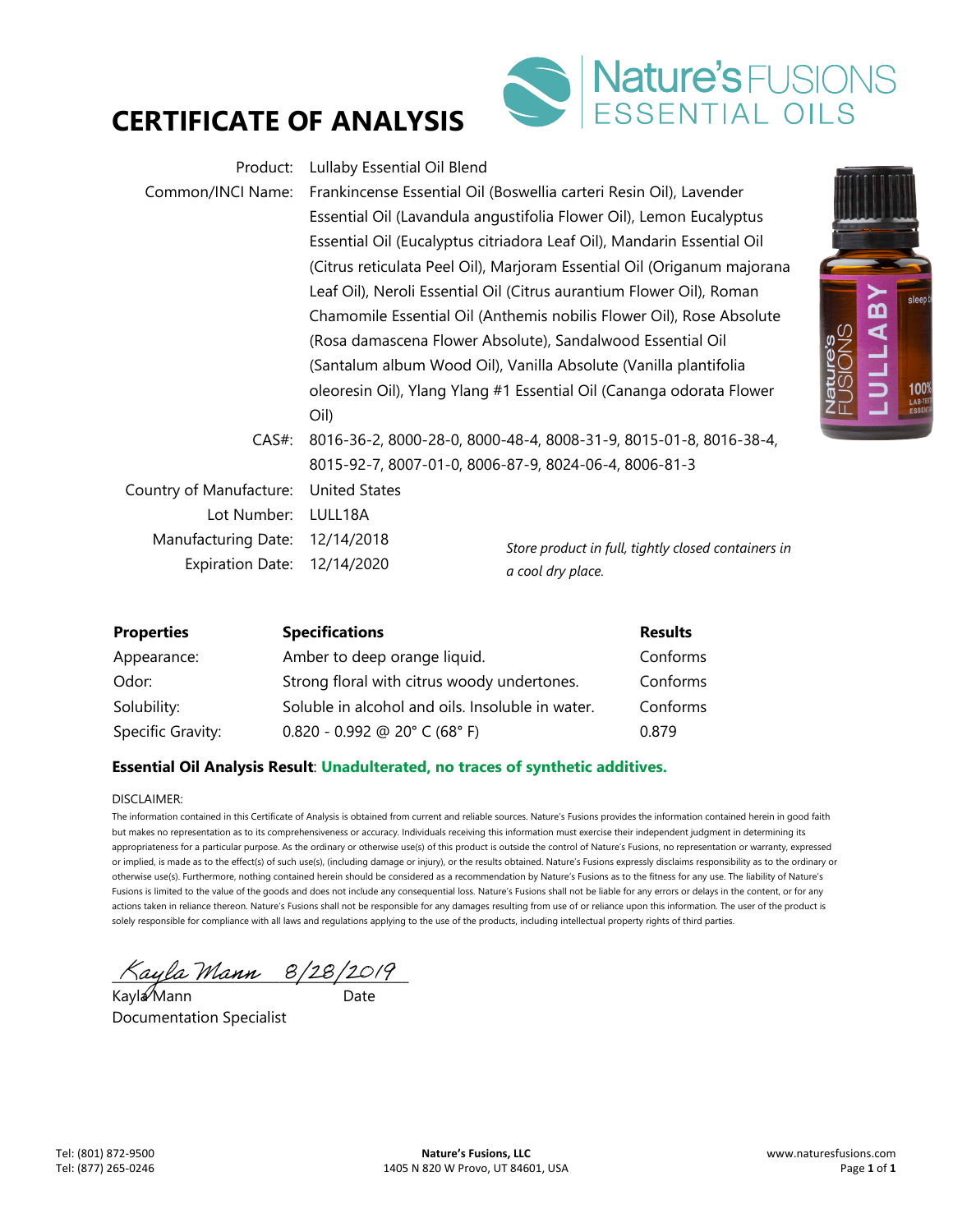# CERTIFICATE OF ANALYSIS

Nature's FUSIONS ESSENTIAL OILS

| | |
|---|---|
| Product: | Lullaby Essential Oil Blend |
| Common/INCI Name: | Frankincense Essential Oil (Boswellia carteri Resin Oil), Lavender Essential Oil (Lavandula angustifolia Flower Oil), Lemon Eucalyptus Essential Oil (Eucalyptus citriadora Leaf Oil), Mandarin Essential Oil (Citrus reticulata Peel Oil), Marjoram Essential Oil (Origanum majorana Leaf Oil), Neroli Essential Oil (Citrus aurantium Flower Oil), Roman Chamomile Essential Oil (Anthemis nobilis Flower Oil), Rose Absolute (Rosa damascena Flower Absolute), Sandalwood Essential Oil (Santalum album Wood Oil), Vanilla Absolute (Vanilla plantifolia oleoresin Oil), Ylang Ylang #1 Essential Oil (Cananga odorata Flower Oil) |
| CAS#: | 8016-36-2, 8000-28-0, 8000-48-4, 8008-31-9, 8015-01-8, 8016-38-4, 8015-92-7, 8007-01-0, 8006-87-9, 8024-06-4, 8006-81-3 |
| Country of Manufacture: | United States |
| Lot Number: | LULL18A |
| Manufacturing Date: | 12/14/2018 |
| Expiration Date: | 12/14/2020 |

*Store product in full, tightly closed containers in a cool dry place.*

| Properties | Specifications | Results |
|---|---|---|
| Appearance: | Amber to deep orange liquid. | Conforms |
| Odor: | Strong floral with citrus woody undertones. | Conforms |
| Solubility: | Soluble in alcohol and oils. Insoluble in water. | Conforms |
| Specific Gravity: | 0.820 - 0.992 @ 20° C (68° F) | 0.879 |

**Essential Oil Analysis Result**: **Unadulterated, no traces of synthetic additives.**

DISCLAIMER:

The information contained in this Certificate of Analysis is obtained from current and reliable sources. Nature's Fusions provides the information contained herein in good faith but makes no representation as to its comprehensiveness or accuracy. Individuals receiving this information must exercise their independent judgment in determining its appropriateness for a particular purpose. As the ordinary or otherwise use(s) of this product is outside the control of Nature's Fusions, no representation or warranty, expressed or implied, is made as to the effect(s) of such use(s), (including damage or injury), or the results obtained. Nature's Fusions expressly disclaims responsibility as to the ordinary or otherwise use(s). Furthermore, nothing contained herein should be considered as a recommendation by Nature's Fusions as to the fitness for any use. The liability of Nature's Fusions is limited to the value of the goods and does not include any consequential loss. Nature's Fusions shall not be liable for any errors or delays in the content, or for any actions taken in reliance thereon. Nature's Fusions shall not be responsible for any damages resulting from use of or reliance upon this information. The user of the product is solely responsible for compliance with all laws and regulations applying to the use of the products, including intellectual property rights of third parties.

Kayla Mann 8/28/2019

Kayla Mann — Date

Documentation Specialist

Tel: (801) 872-9500
Tel: (877) 265-0246

**Nature's Fusions, LLC**
1405 N 820 W Provo, UT 84601, USA

www.naturesfusions.com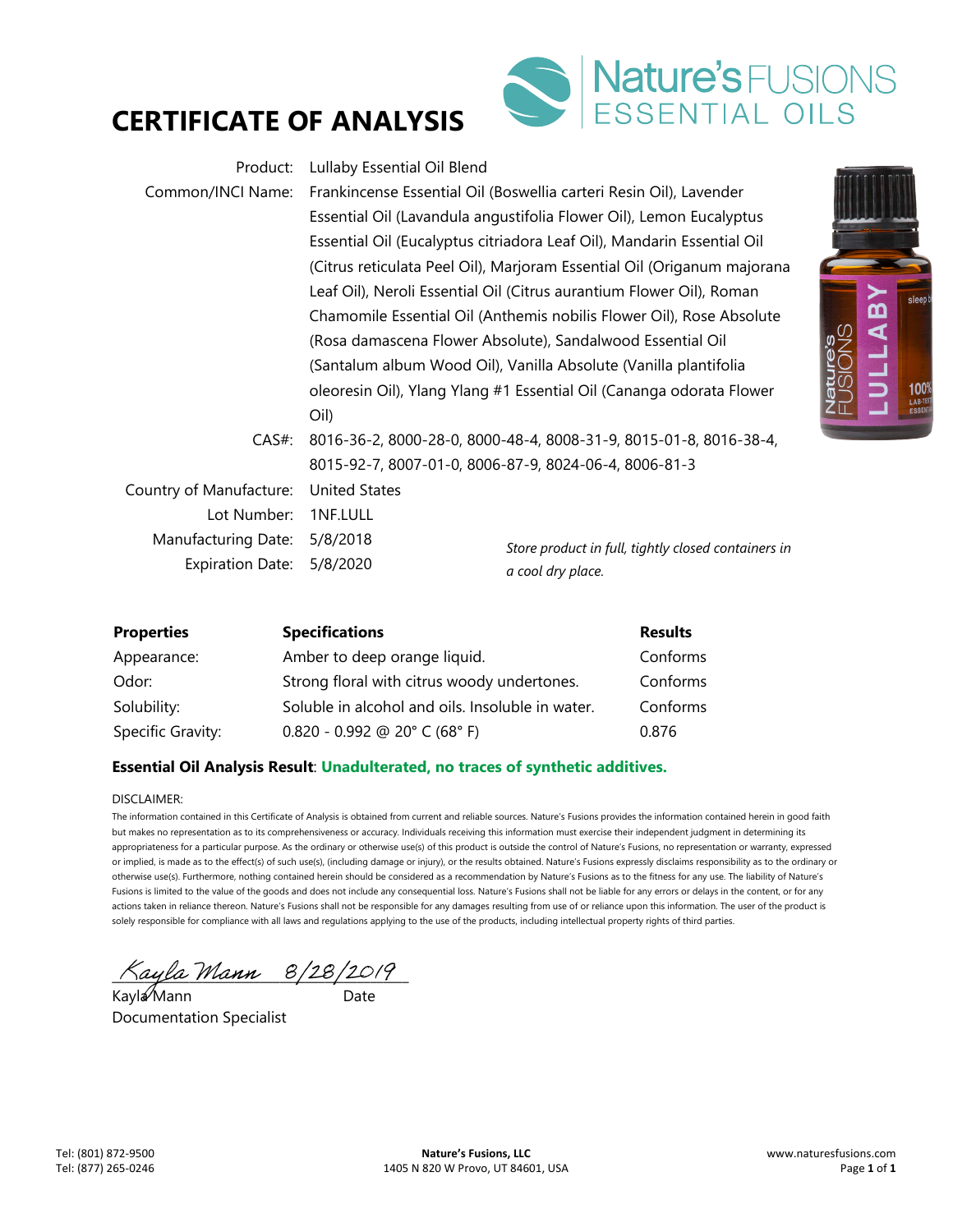# CERTIFICATE OF ANALYSIS

Nature's FUSIONS ESSENTIAL OILS

| | |
|---|---|
| Product: | Lullaby Essential Oil Blend |
| Common/INCI Name: | Frankincense Essential Oil (Boswellia carteri Resin Oil), Lavender Essential Oil (Lavandula angustifolia Flower Oil), Lemon Eucalyptus Essential Oil (Eucalyptus citriadora Leaf Oil), Mandarin Essential Oil (Citrus reticulata Peel Oil), Marjoram Essential Oil (Origanum majorana Leaf Oil), Neroli Essential Oil (Citrus aurantium Flower Oil), Roman Chamomile Essential Oil (Anthemis nobilis Flower Oil), Rose Absolute (Rosa damascena Flower Absolute), Sandalwood Essential Oil (Santalum album Wood Oil), Vanilla Absolute (Vanilla plantifolia oleoresin Oil), Ylang Ylang #1 Essential Oil (Cananga odorata Flower Oil) |
| CAS#: | 8016-36-2, 8000-28-0, 8000-48-4, 8008-31-9, 8015-01-8, 8016-38-4, 8015-92-7, 8007-01-0, 8006-87-9, 8024-06-4, 8006-81-3 |
| Country of Manufacture: | United States |
| Lot Number: | 1NF.LULL |
| Manufacturing Date: | 5/8/2018 |
| Expiration Date: | 5/8/2020 |

*Store product in full, tightly closed containers in a cool dry place.*

| Properties | Specifications | Results |
|---|---|---|
| Appearance: | Amber to deep orange liquid. | Conforms |
| Odor: | Strong floral with citrus woody undertones. | Conforms |
| Solubility: | Soluble in alcohol and oils. Insoluble in water. | Conforms |
| Specific Gravity: | 0.820 - 0.992 @ 20° C (68° F) | 0.876 |

**Essential Oil Analysis Result**: **Unadulterated, no traces of synthetic additives.**

DISCLAIMER:

The information contained in this Certificate of Analysis is obtained from current and reliable sources. Nature's Fusions provides the information contained herein in good faith but makes no representation as to its comprehensiveness or accuracy. Individuals receiving this information must exercise their independent judgment in determining its appropriateness for a particular purpose. As the ordinary or otherwise use(s) of this product is outside the control of Nature's Fusions, no representation or warranty, expressed or implied, is made as to the effect(s) of such use(s), (including damage or injury), or the results obtained. Nature's Fusions expressly disclaims responsibility as to the ordinary or otherwise use(s). Furthermore, nothing contained herein should be considered as a recommendation by Nature's Fusions as to the fitness for any use. The liability of Nature's Fusions is limited to the value of the goods and does not include any consequential loss. Nature's Fusions shall not be liable for any errors or delays in the content, or for any actions taken in reliance thereon. Nature's Fusions shall not be responsible for any damages resulting from use of or reliance upon this information. The user of the product is solely responsible for compliance with all laws and regulations applying to the use of the products, including intellectual property rights of third parties.

Kayla Mann 8/28/2019

Kayla Mann — Date

Documentation Specialist

Tel: (801) 872-9500
Tel: (877) 265-0246

**Nature's Fusions, LLC**
1405 N 820 W Provo, UT 84601, USA

www.naturesfusions.com